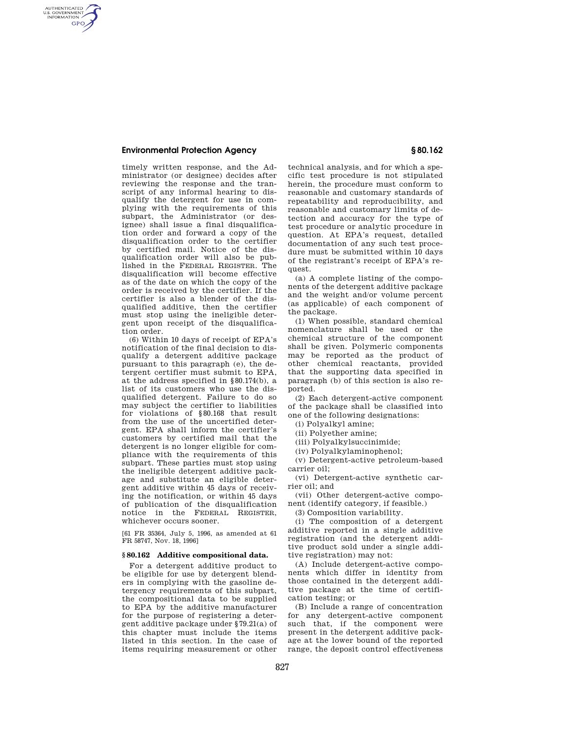timely written response, and the Administrator (or designee) decides after reviewing the response and the transcript of any informal hearing to disqualify the detergent for use in complying with the requirements of this subpart, the Administrator (or designee) shall issue a final disqualification order and forward a copy of the disqualification order to the certifier by certified mail. Notice of the disqualification order will also be published in the FEDERAL REGISTER. The disqualification will become effective as of the date on which the copy of the order is received by the certifier. If the certifier is also a blender of the disqualified additive, then the certifier must stop using the ineligible detergent upon receipt of the disqualification order.

(6) Within 10 days of receipt of EPA's notification of the final decision to disqualify a detergent additive package pursuant to this paragraph (e), the detergent certifier must submit to EPA, at the address specified in §80.174(b), a list of its customers who use the disqualified detergent. Failure to do so may subject the certifier to liabilities for violations of §80.168 that result from the use of the uncertified detergent. EPA shall inform the certifier's customers by certified mail that the detergent is no longer eligible for compliance with the requirements of this subpart. These parties must stop using the ineligible detergent additive package and substitute an eligible detergent additive within 45 days of receiving the notification, or within 45 days of publication of the disqualification notice in the FEDERAL REGISTER, whichever occurs sooner.

[61 FR 35364, July 5, 1996, as amended at 61 FR 58747, Nov. 18, 1996]

## § 80.162 Additive compositional data.

For a detergent additive product to be eligible for use by detergent blenders in complying with the gasoline detergency requirements of this subpart, the compositional data to be supplied to EPA by the additive manufacturer for the purpose of registering a detergent additive package under §79.21(a) of this chapter must include the items listed in this section. In the case of items requiring measurement or other technical analysis, and for which a specific test procedure is not stipulated herein, the procedure must conform to reasonable and customary standards of repeatability and reproducibility, and reasonable and customary limits of detection and accuracy for the type of test procedure or analytic procedure in question. At EPA's request, detailed documentation of any such test procedure must be submitted within 10 days of the registrant's receipt of EPA's request.

(a) A complete listing of the components of the detergent additive package and the weight and/or volume percent (as applicable) of each component of the package.

(1) When possible, standard chemical nomenclature shall be used or the chemical structure of the component shall be given. Polymeric components may be reported as the product of other chemical reactants, provided that the supporting data specified in paragraph (b) of this section is also reported.

(2) Each detergent-active component of the package shall be classified into one of the following designations:

(i) Polyalkyl amine;

(ii) Polyether amine;

(iii) Polyalkylsuccinimide;

(iv) Polyalkylaminophenol;

(v) Detergent-active petroleum-based carrier oil;

(vi) Detergent-active synthetic carrier oil; and

(vii) Other detergent-active component (identify category, if feasible.)

(3) Composition variability.

(i) The composition of a detergent additive reported in a single additive registration (and the detergent additive product sold under a single additive registration) may not:

(A) Include detergent-active components which differ in identity from those contained in the detergent additive package at the time of certification testing; or

(B) Include a range of concentration for any detergent-active component such that, if the component were present in the detergent additive package at the lower bound of the reported range, the deposit control effectiveness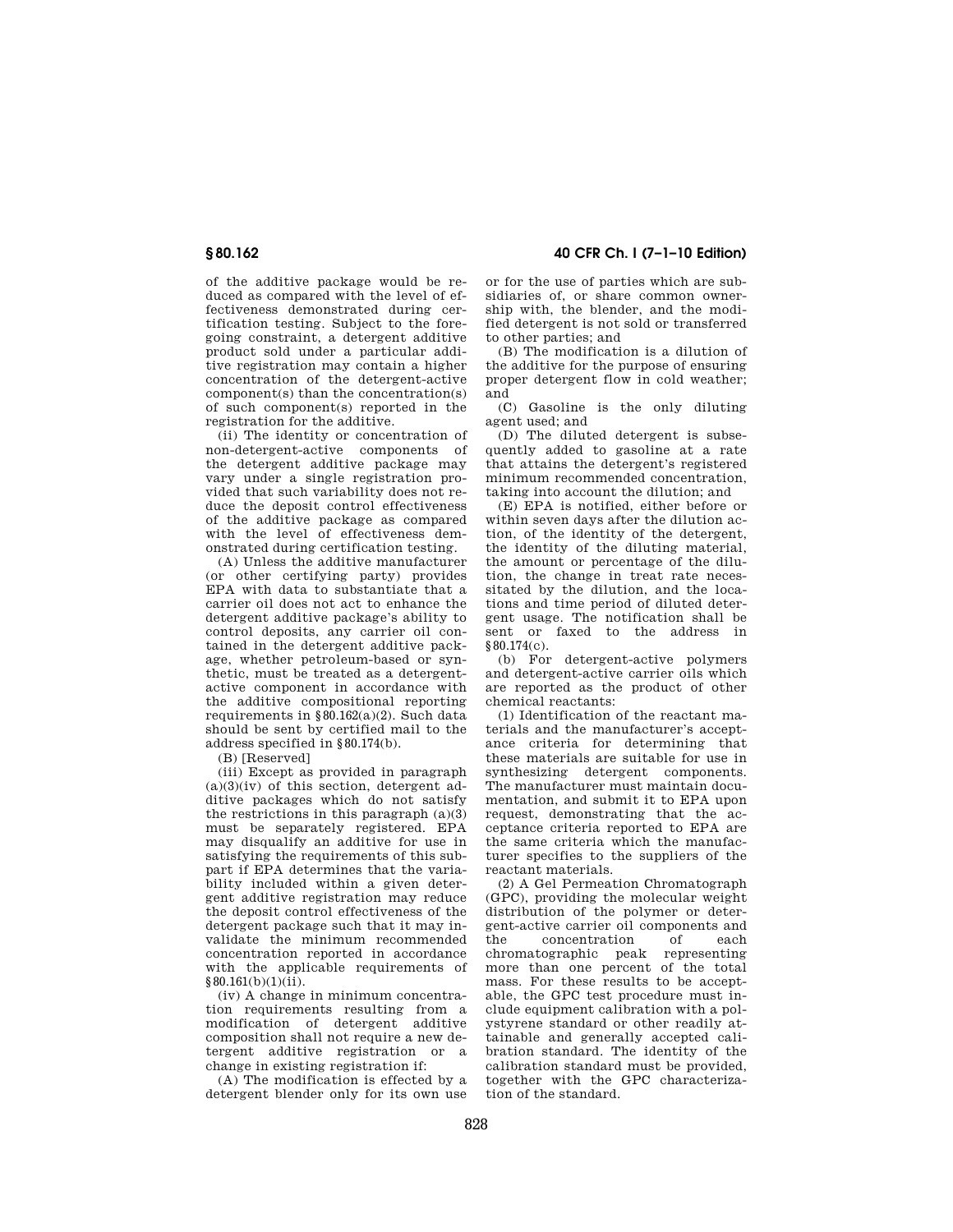of the additive package would be reduced as compared with the level of effectiveness demonstrated during certification testing. Subject to the foregoing constraint, a detergent additive product sold under a particular additive registration may contain a higher concentration of the detergent-active component(s) than the concentration(s) of such component(s) reported in the registration for the additive.

(ii) The identity or concentration of non-detergent-active components of the detergent additive package may vary under a single registration provided that such variability does not reduce the deposit control effectiveness of the additive package as compared with the level of effectiveness demonstrated during certification testing.

(A) Unless the additive manufacturer (or other certifying party) provides EPA with data to substantiate that a carrier oil does not act to enhance the detergent additive package's ability to control deposits, any carrier oil contained in the detergent additive package, whether petroleum-based or synthetic, must be treated as a detergent-active component in accordance with the additive compositional reporting requirements in §80.162(a)(2). Such data should be sent by certified mail to the address specified in §80.174(b).

(B) [Reserved]

(iii) Except as provided in paragraph (a)(3)(iv) of this section, detergent additive packages which do not satisfy the restrictions in this paragraph (a)(3) must be separately registered. EPA may disqualify an additive for use in satisfying the requirements of this subpart if EPA determines that the variability included within a given detergent additive registration may reduce the deposit control effectiveness of the detergent package such that it may invalidate the minimum recommended concentration reported in accordance with the applicable requirements of §80.161(b)(1)(ii).

(iv) A change in minimum concentration requirements resulting from a modification of detergent additive composition shall not require a new detergent additive registration or a change in existing registration if:

(A) The modification is effected by a detergent blender only for its own use or for the use of parties which are subsidiaries of, or share common ownership with, the blender, and the modified detergent is not sold or transferred to other parties; and

(B) The modification is a dilution of the additive for the purpose of ensuring proper detergent flow in cold weather; and

(C) Gasoline is the only diluting agent used; and

(D) The diluted detergent is subsequently added to gasoline at a rate that attains the detergent's registered minimum recommended concentration, taking into account the dilution; and

(E) EPA is notified, either before or within seven days after the dilution action, of the identity of the detergent, the identity of the diluting material, the amount or percentage of the dilution, the change in treat rate necessitated by the dilution, and the locations and time period of diluted detergent usage. The notification shall be sent or faxed to the address in §80.174(c).

(b) For detergent-active polymers and detergent-active carrier oils which are reported as the product of other chemical reactants:

(1) Identification of the reactant materials and the manufacturer's acceptance criteria for determining that these materials are suitable for use in synthesizing detergent components. The manufacturer must maintain documentation, and submit it to EPA upon request, demonstrating that the acceptance criteria reported to EPA are the same criteria which the manufacturer specifies to the suppliers of the reactant materials.

(2) A Gel Permeation Chromatograph (GPC), providing the molecular weight distribution of the polymer or detergent-active carrier oil components and the concentration of each chromatographic peak representing more than one percent of the total mass. For these results to be acceptable, the GPC test procedure must include equipment calibration with a polystyrene standard or other readily attainable and generally accepted calibration standard. The identity of the calibration standard must be provided, together with the GPC characterization of the standard.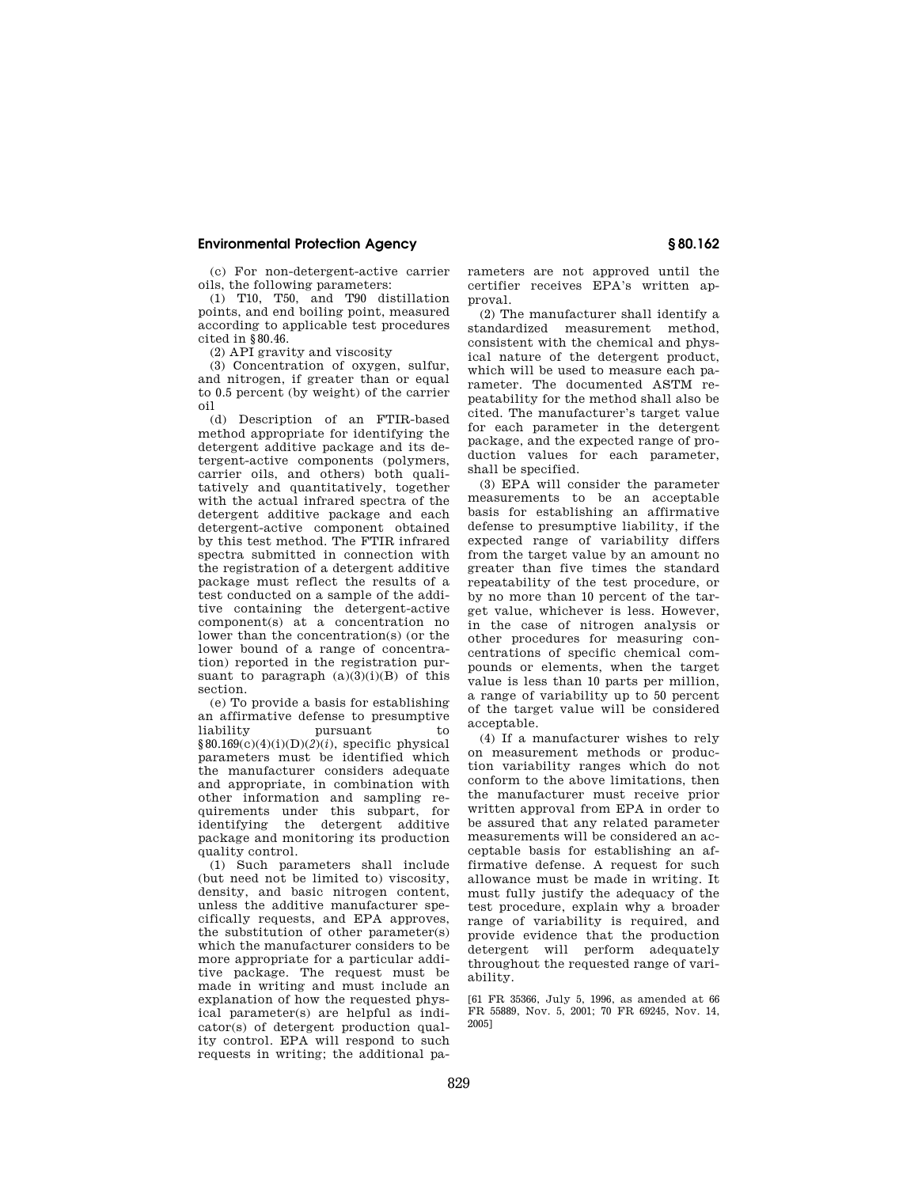(c) For non-detergent-active carrier oils, the following parameters:

(1) T10, T50, and T90 distillation points, and end boiling point, measured according to applicable test procedures cited in §80.46.

(2) API gravity and viscosity

(3) Concentration of oxygen, sulfur, and nitrogen, if greater than or equal to 0.5 percent (by weight) of the carrier oil

(d) Description of an FTIR-based method appropriate for identifying the detergent additive package and its detergent-active components (polymers, carrier oils, and others) both qualitatively and quantitatively, together with the actual infrared spectra of the detergent additive package and each detergent-active component obtained by this test method. The FTIR infrared spectra submitted in connection with the registration of a detergent additive package must reflect the results of a test conducted on a sample of the additive containing the detergent-active component(s) at a concentration no lower than the concentration(s) (or the lower bound of a range of concentration) reported in the registration pursuant to paragraph (a)(3)(i)(B) of this section.

(e) To provide a basis for establishing an affirmative defense to presumptive liability pursuant to §80.169(c)(4)(i)(D)(*2*)(*i*), specific physical parameters must be identified which the manufacturer considers adequate and appropriate, in combination with other information and sampling requirements under this subpart, for identifying the detergent additive package and monitoring its production quality control.

(1) Such parameters shall include (but need not be limited to) viscosity, density, and basic nitrogen content, unless the additive manufacturer specifically requests, and EPA approves, the substitution of other parameter(s) which the manufacturer considers to be more appropriate for a particular additive package. The request must be made in writing and must include an explanation of how the requested physical parameter(s) are helpful as indicator(s) of detergent production quality control. EPA will respond to such requests in writing; the additional parameters are not approved until the certifier receives EPA's written approval.

(2) The manufacturer shall identify a standardized measurement method, consistent with the chemical and physical nature of the detergent product, which will be used to measure each parameter. The documented ASTM repeatability for the method shall also be cited. The manufacturer's target value for each parameter in the detergent package, and the expected range of production values for each parameter, shall be specified.

(3) EPA will consider the parameter measurements to be an acceptable basis for establishing an affirmative defense to presumptive liability, if the expected range of variability differs from the target value by an amount no greater than five times the standard repeatability of the test procedure, or by no more than 10 percent of the target value, whichever is less. However, in the case of nitrogen analysis or other procedures for measuring concentrations of specific chemical compounds or elements, when the target value is less than 10 parts per million, a range of variability up to 50 percent of the target value will be considered acceptable.

(4) If a manufacturer wishes to rely on measurement methods or production variability ranges which do not conform to the above limitations, then the manufacturer must receive prior written approval from EPA in order to be assured that any related parameter measurements will be considered an acceptable basis for establishing an affirmative defense. A request for such allowance must be made in writing. It must fully justify the adequacy of the test procedure, explain why a broader range of variability is required, and provide evidence that the production detergent will perform adequately throughout the requested range of variability.

[61 FR 35366, July 5, 1996, as amended at 66 FR 55889, Nov. 5, 2001; 70 FR 69245, Nov. 14, 2005]